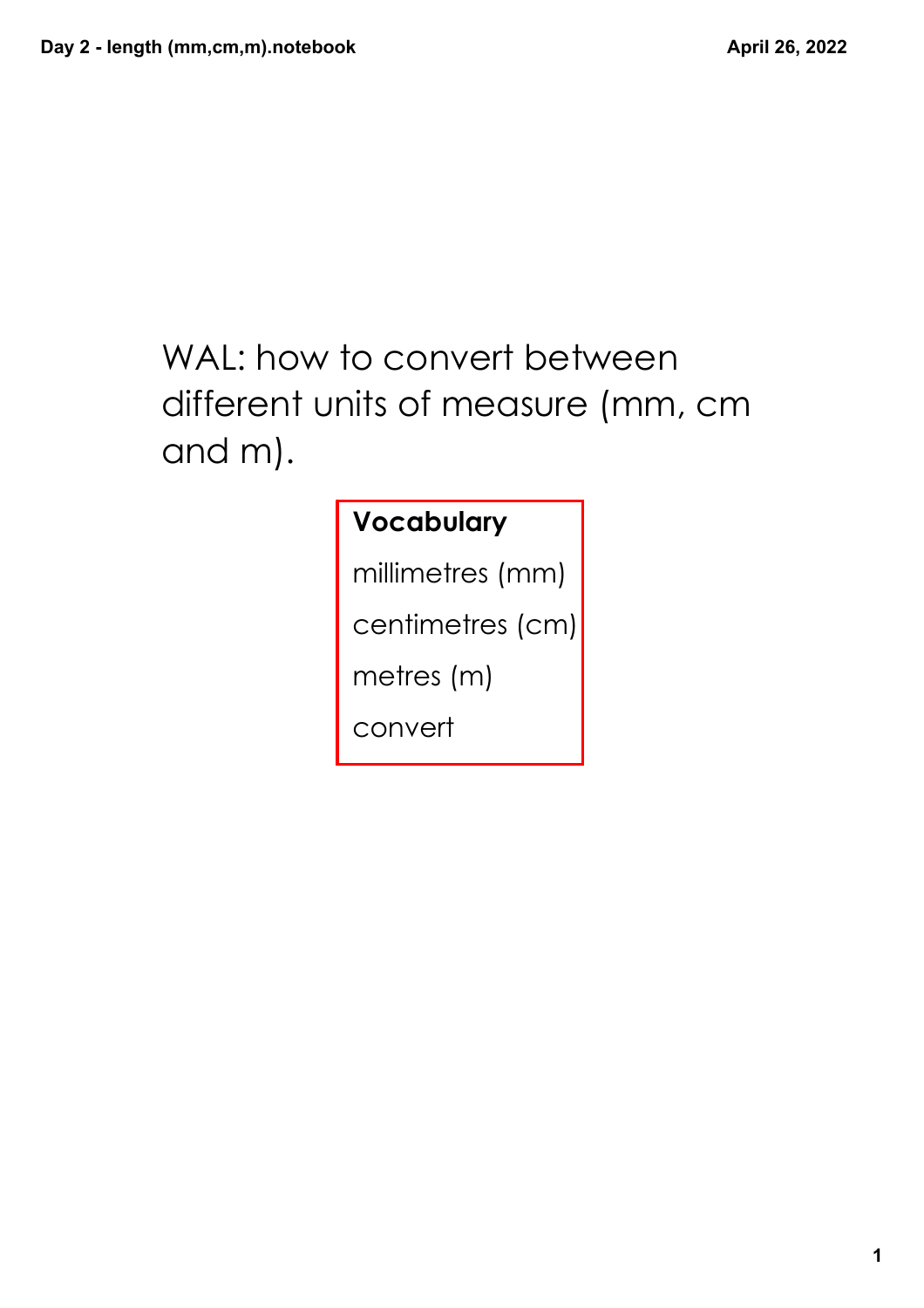WAL: how to convert between different units of measure (mm, cm and m).

**Vocabulary**

millimetres (mm)

centimetres (cm)

metres (m)

convert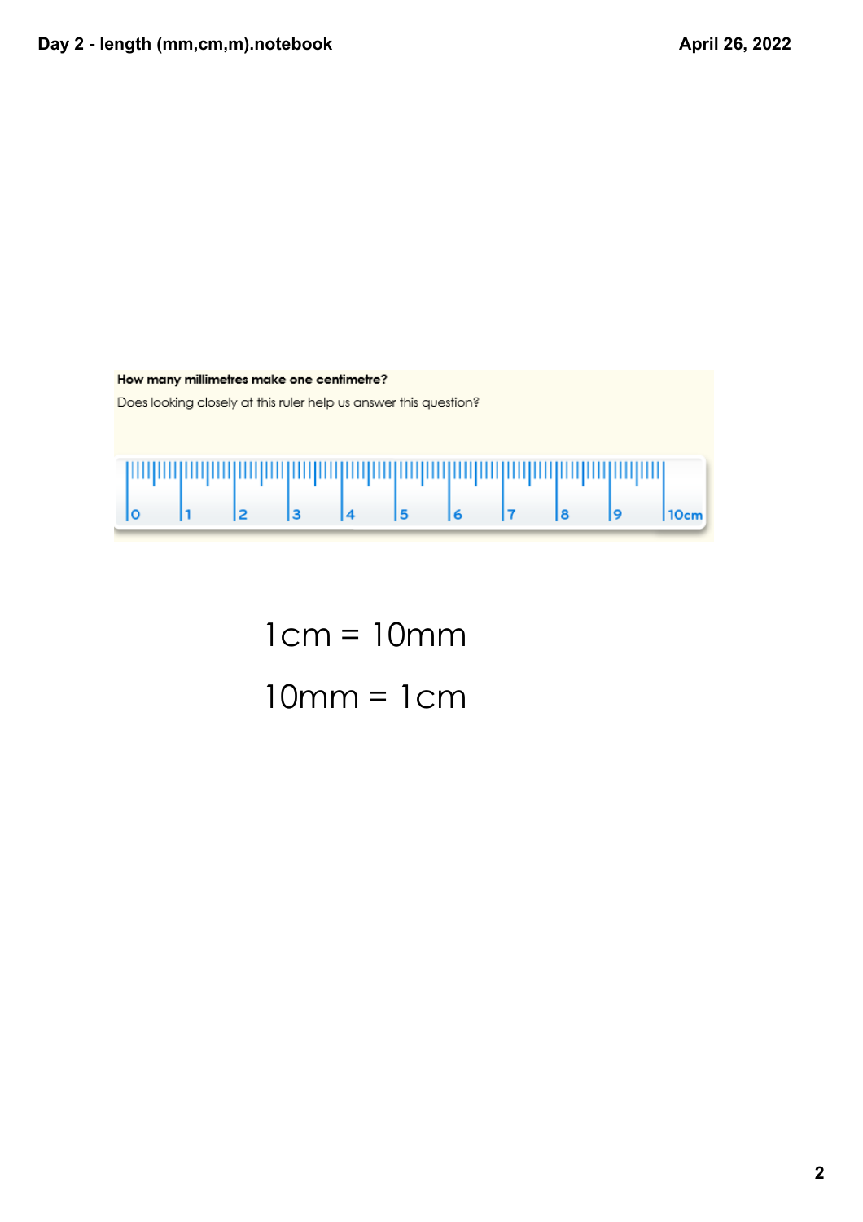**How many millimetres make one centimetre?**

Does looking closely at this ruler help us answer this question?

0 1 2 3 4 5 6 7 8 9 10cm

1cm = 10mm

10mm = 1cm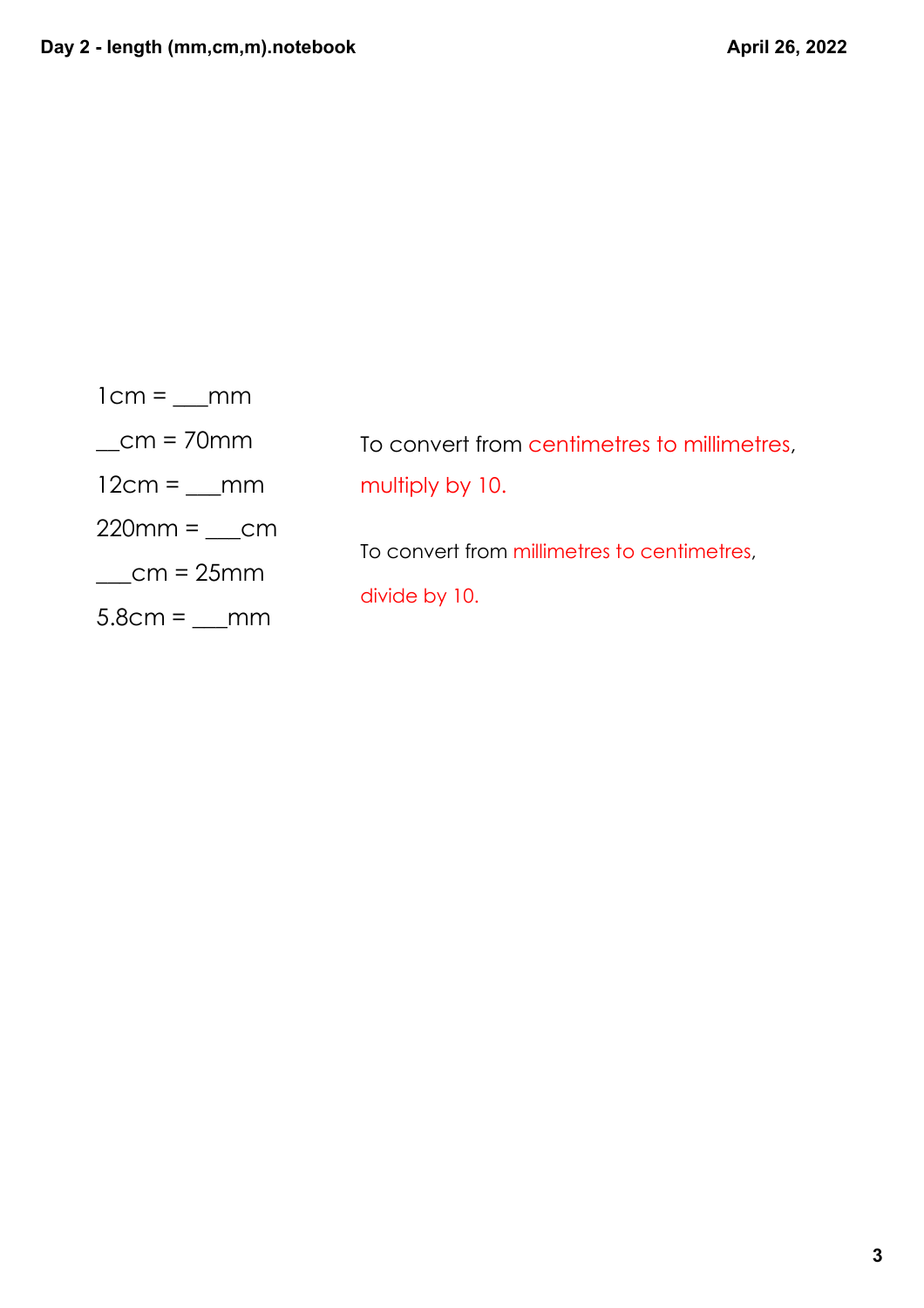1cm = ___mm

__cm = 70mm

12cm = ___mm

220mm = ___cm

___cm = 25mm

5.8cm = ___mm

To convert from centimetres to millimetres, multiply by 10.

To convert from millimetres to centimetres, divide by 10.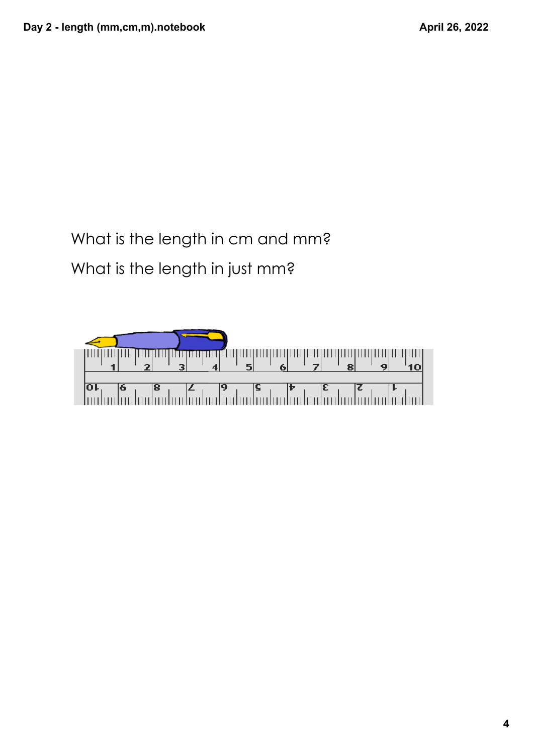What is the length in cm and mm?

What is the length in just mm?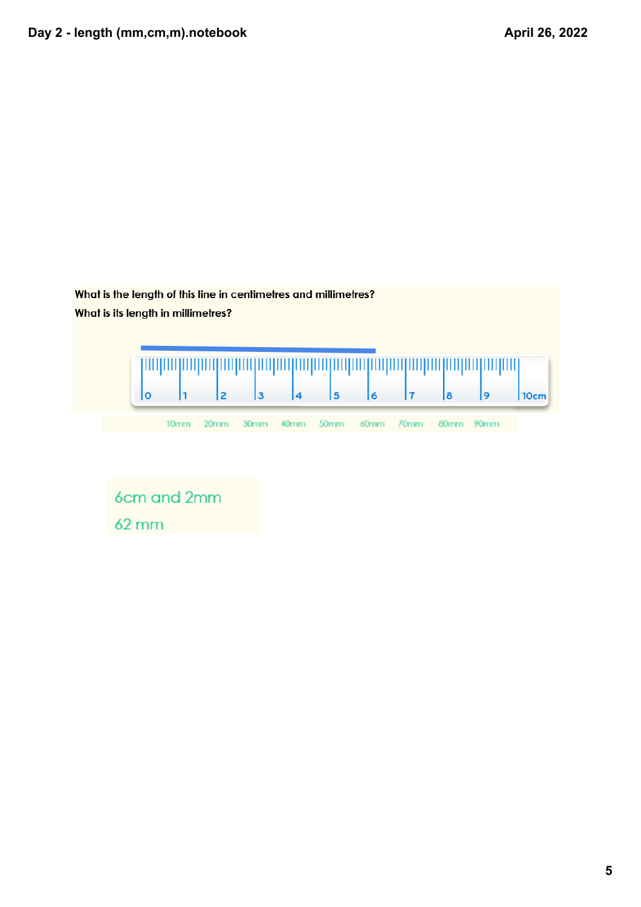What is the length of this line in centimetres and millimetres?

What is its length in millimetres?

0 1 2 3 4 5 6 7 8 9 10cm

10mm 20mm 30mm 40mm 50mm 60mm 70mm 80mm 90mm

6cm and 2mm

62 mm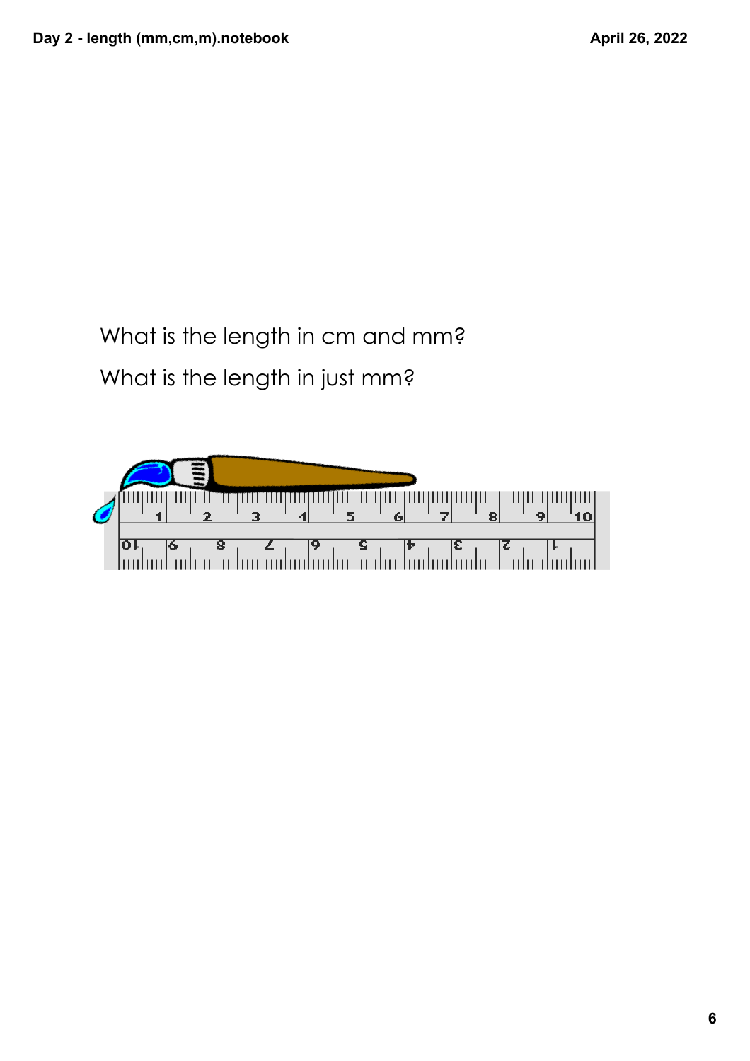What is the length in cm and mm?

What is the length in just mm?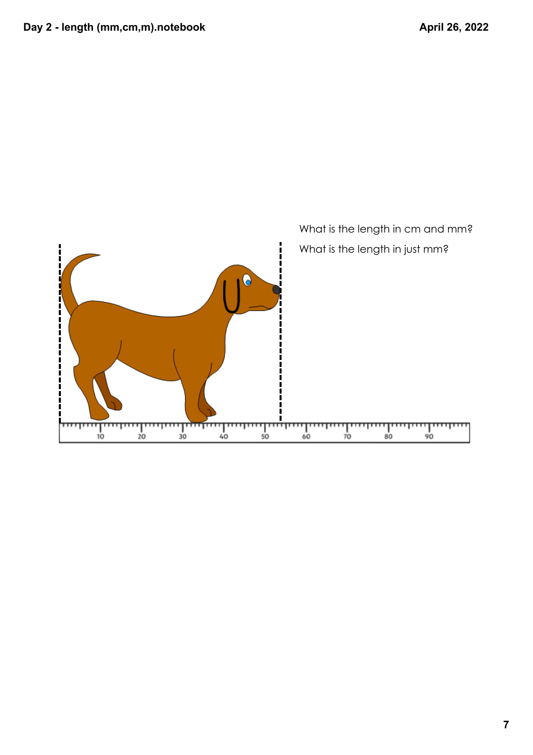What is the length in cm and mm?

What is the length in just mm?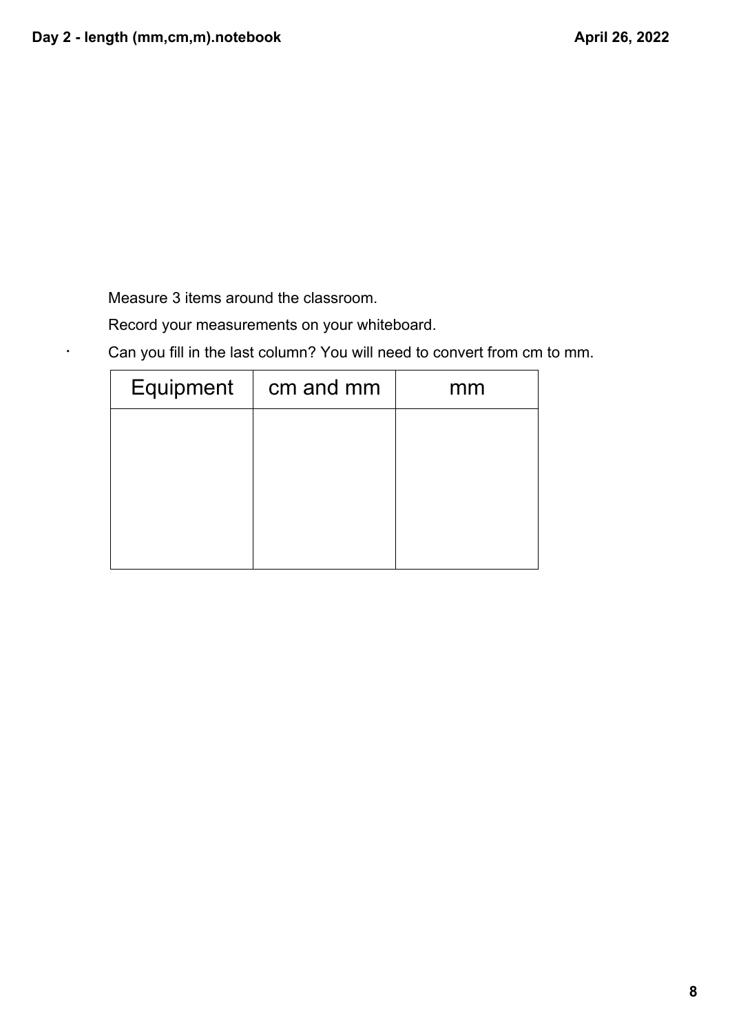Measure 3 items around the classroom.

Record your measurements on your whiteboard.

- Can you fill in the last column? You will need to convert from cm to mm.

| Equipment | cm and mm | mm |
| --- | --- | --- |
| | | |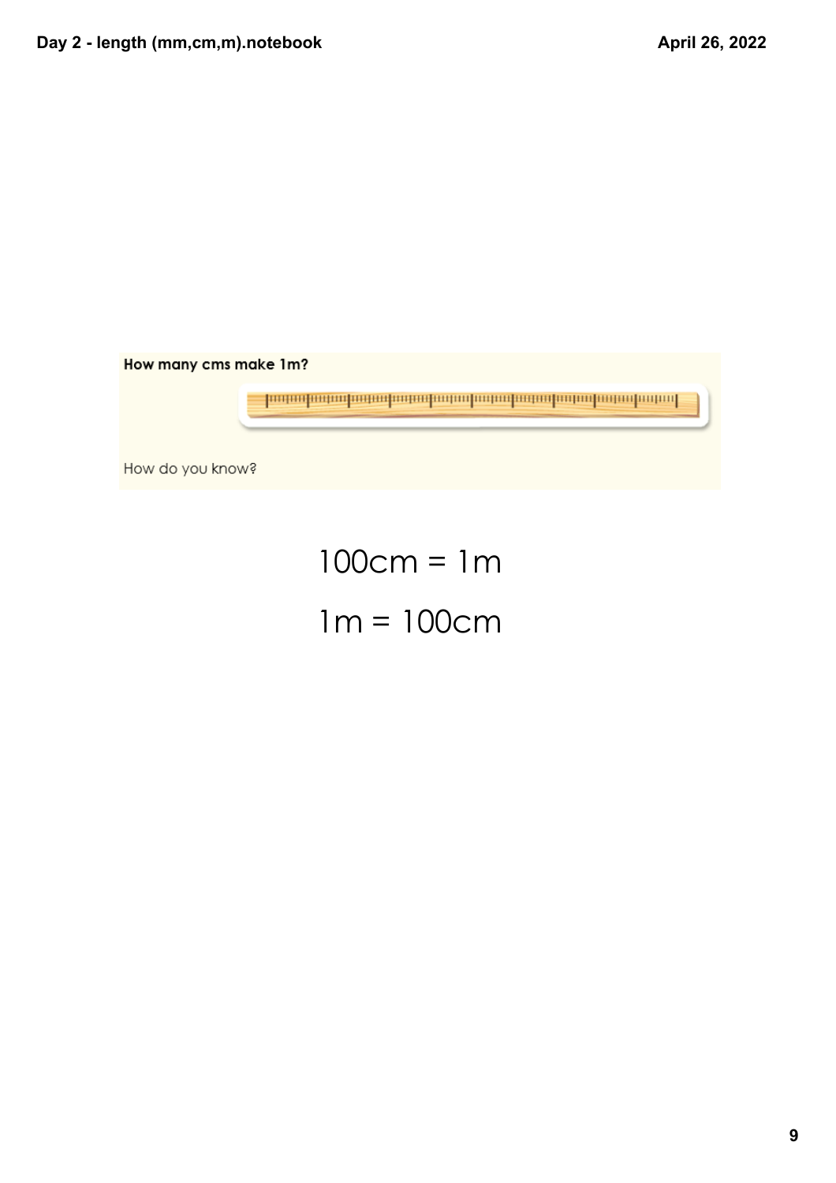**How many cms make 1m?**

How do you know?

100cm = 1m

1m = 100cm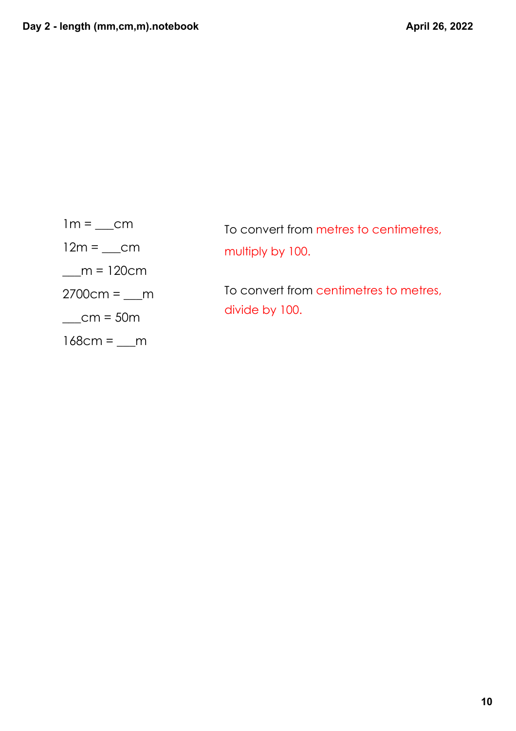1m = ___cm

12m = ___cm

___m = 120cm

2700cm = ___m

___cm = 50m

168cm = ___m

To convert from metres to centimetres, multiply by 100.

To convert from centimetres to metres, divide by 100.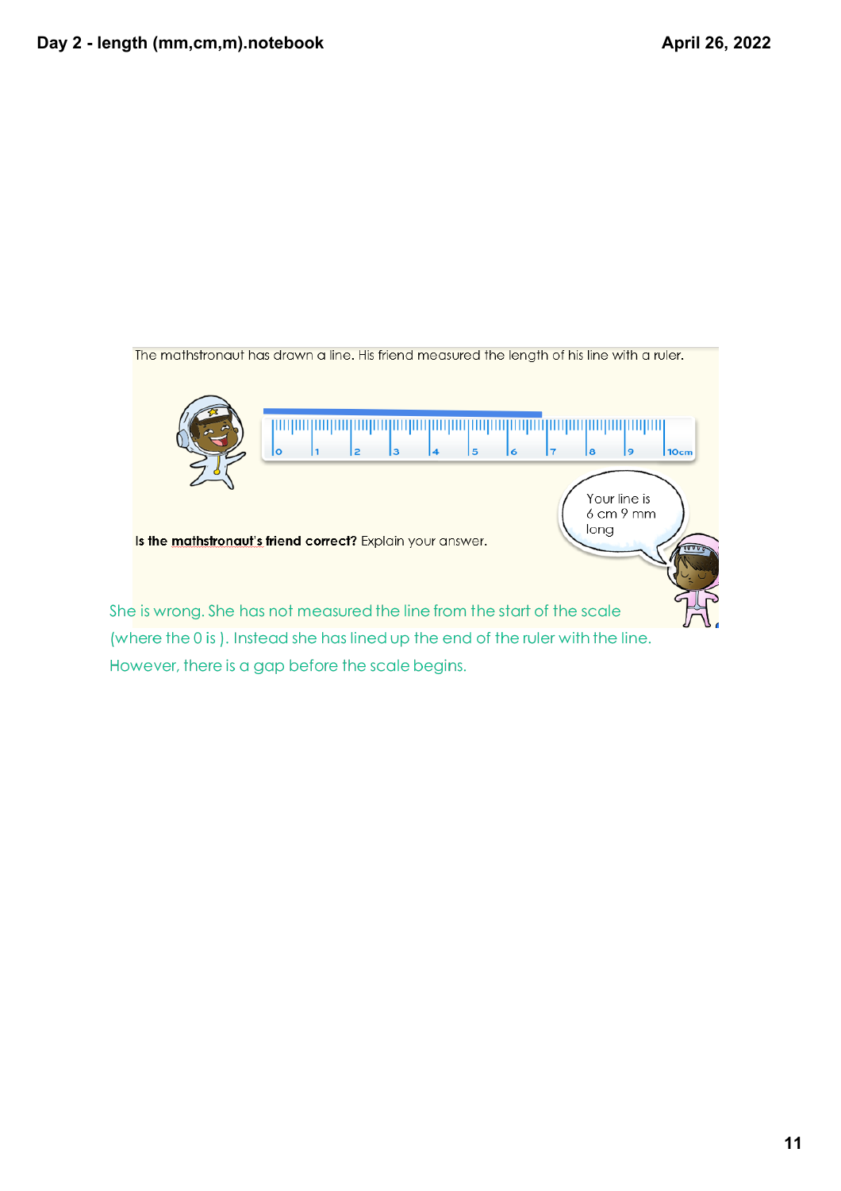The mathstronaut has drawn a line. His friend measured the length of his line with a ruler.

Your line is 6 cm 9 mm long

**Is the mathstronaut's friend correct?** Explain your answer.

She is wrong. She has not measured the line from the start of the scale (where the 0 is ). Instead she has lined up the end of the ruler with the line. However, there is a gap before the scale begins.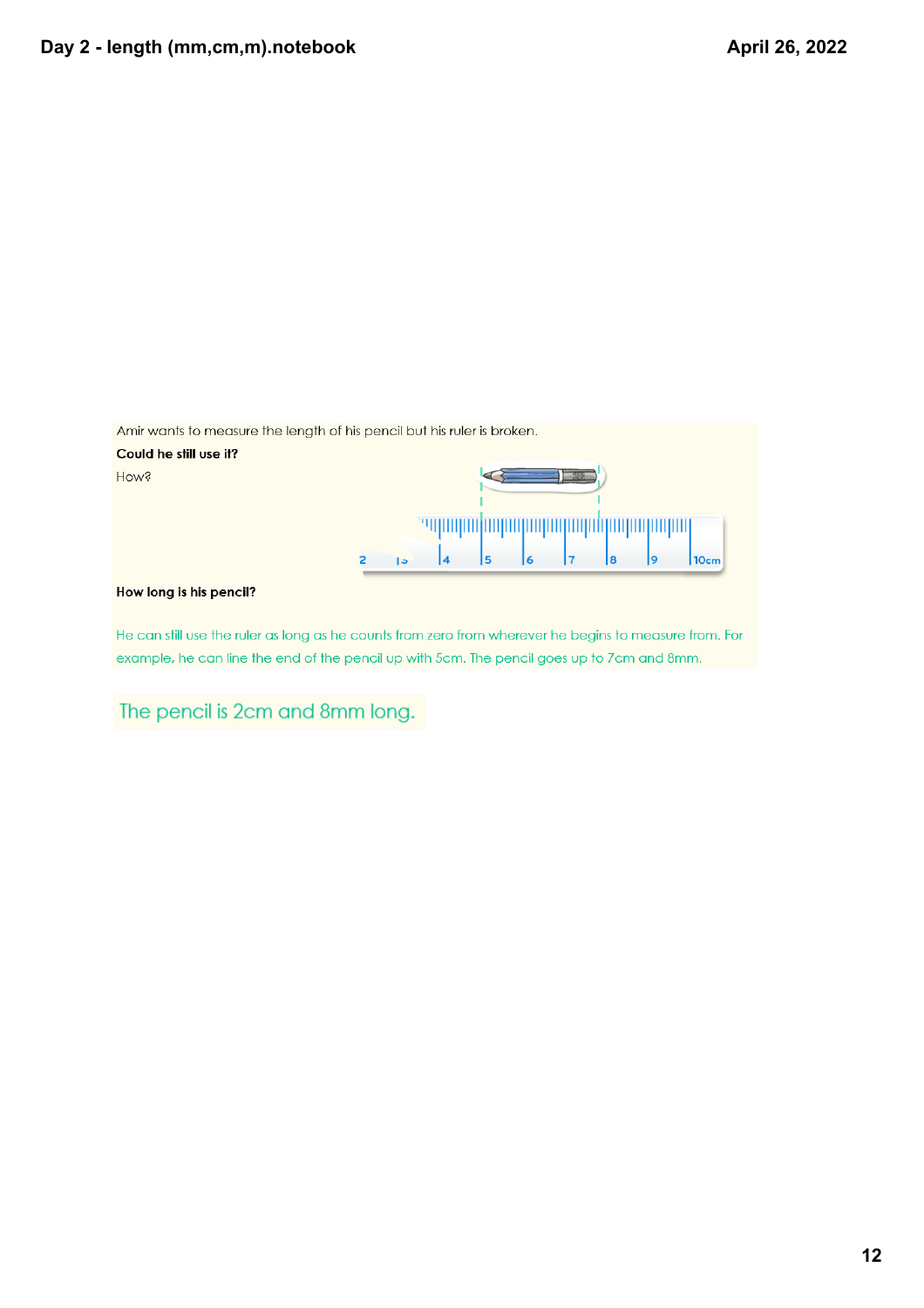Amir wants to measure the length of his pencil but his ruler is broken.

**Could he still use it?**

How?

**How long is his pencil?**

He can still use the ruler as long as he counts from zero from wherever he begins to measure from. For example, he can line the end of the pencil up with 5cm. The pencil goes up to 7cm and 8mm.

The pencil is 2cm and 8mm long.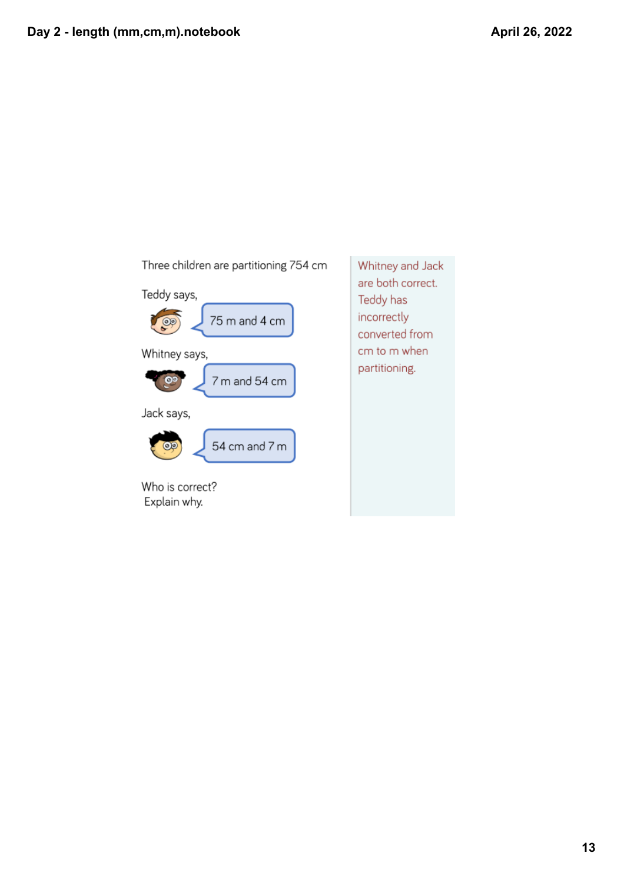Three children are partitioning 754 cm

Teddy says,

75 m and 4 cm

Whitney says,

7 m and 54 cm

Jack says,

54 cm and 7 m

Who is correct?
Explain why.

Whitney and Jack are both correct. Teddy has incorrectly converted from cm to m when partitioning.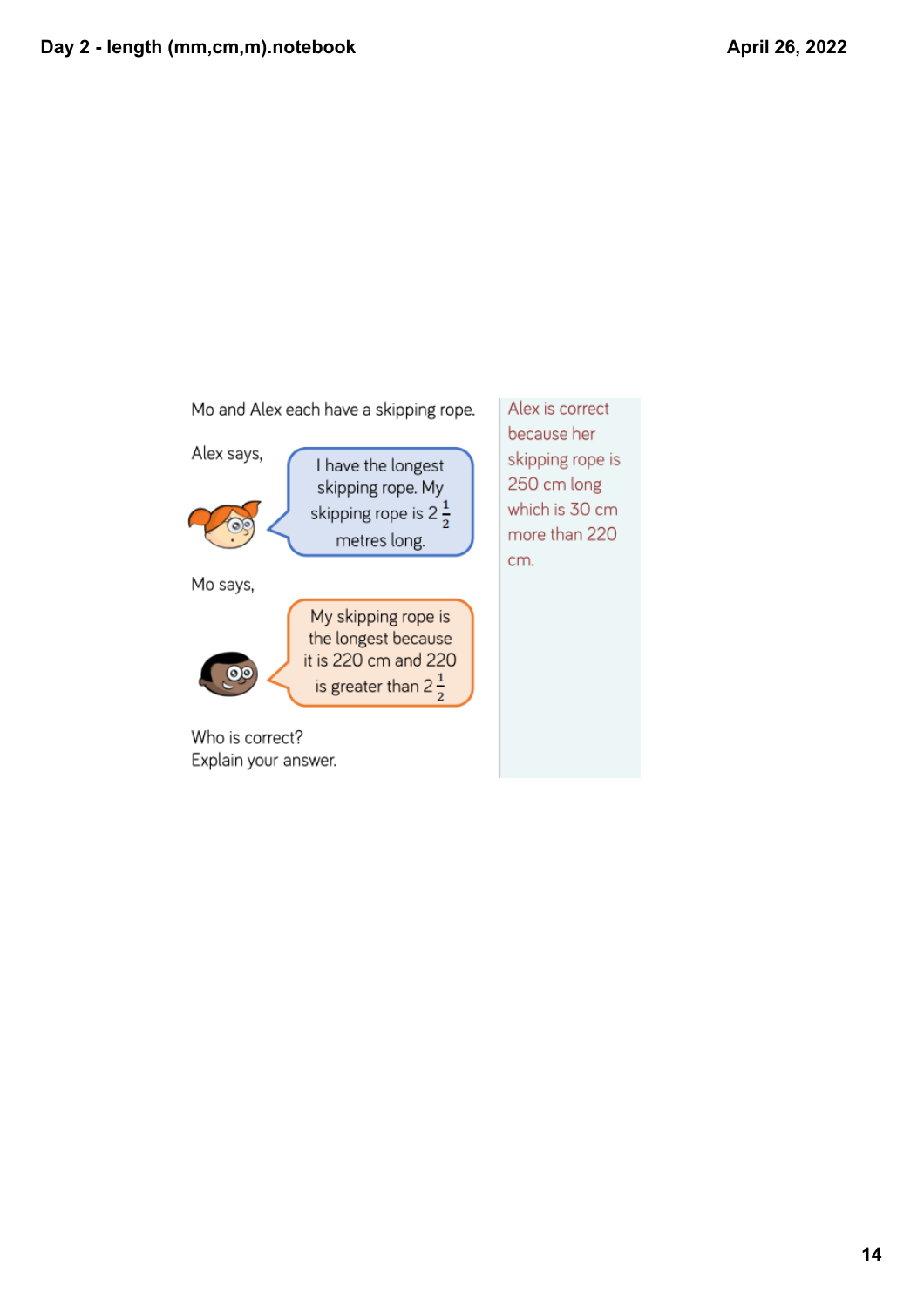Mo and Alex each have a skipping rope.

Alex says,

> I have the longest skipping rope. My skipping rope is $2\frac{1}{2}$ metres long.

Mo says,

> My skipping rope is the longest because it is 220 cm and 220 is greater than $2\frac{1}{2}$

Who is correct?
Explain your answer.

Alex is correct because her skipping rope is 250 cm long which is 30 cm more than 220 cm.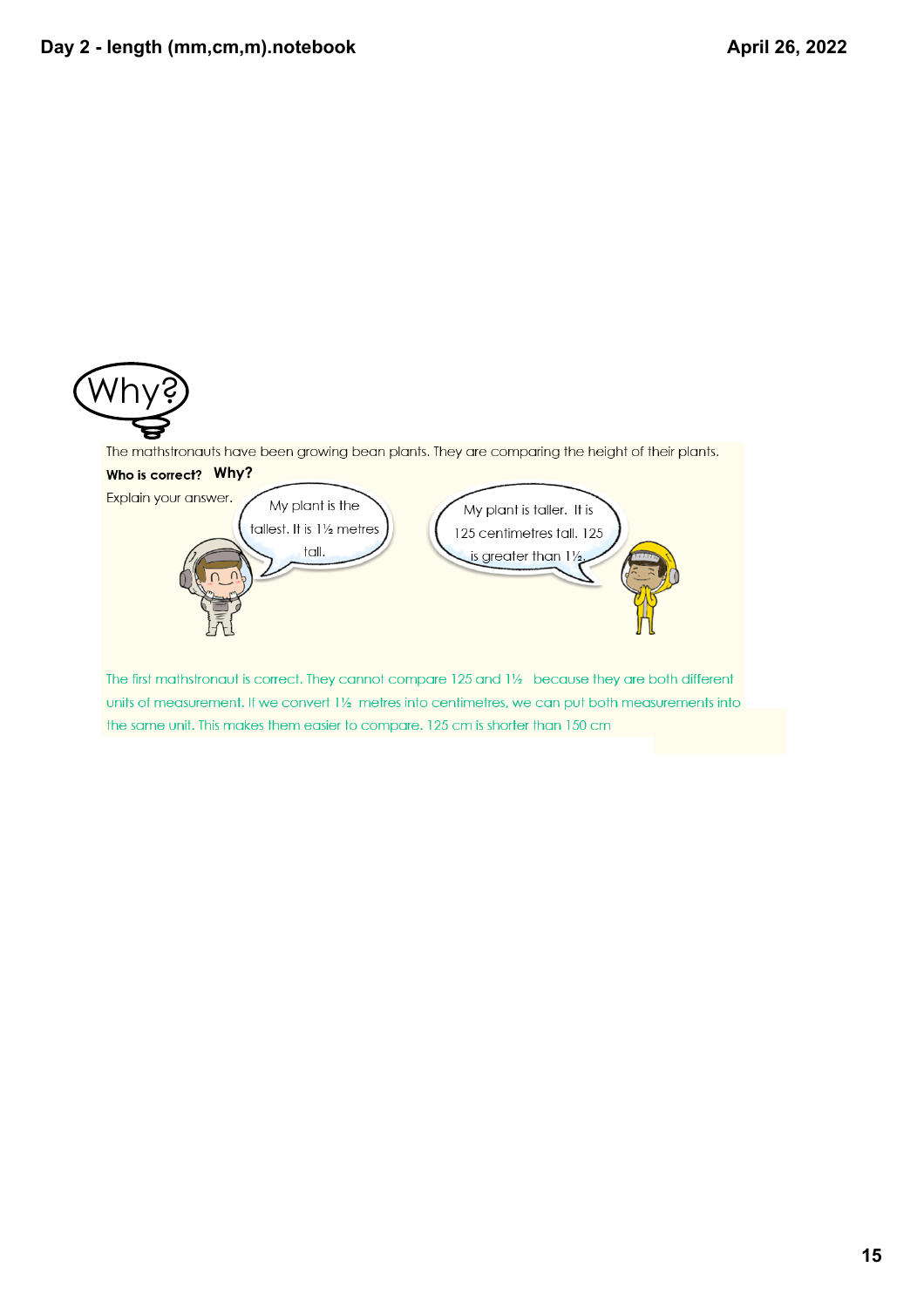Why?

The mathstronauts have been growing bean plants. They are comparing the height of their plants.

**Who is correct? Why?**

Explain your answer.

My plant is the tallest. It is 1½ metres tall.

My plant is taller. It is 125 centimetres tall. 125 is greater than 1½.

The first mathstronaut is correct. They cannot compare 125 and 1½ because they are both different units of measurement. If we convert 1½ metres into centimetres, we can put both measurements into the same unit. This makes them easier to compare. 125 cm is shorter than 150 cm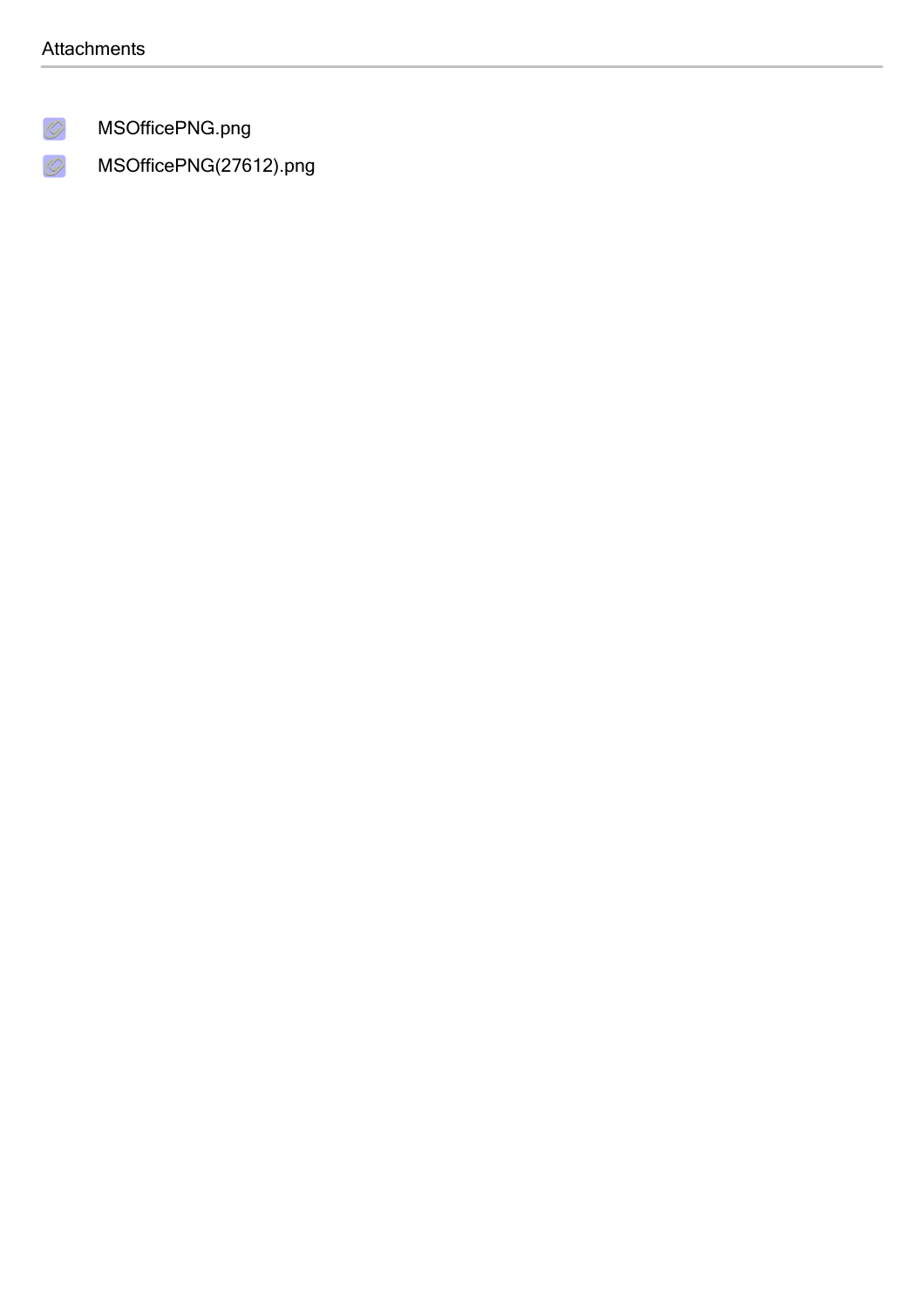Attachments

- MSOfficePNG.png
- MSOfficePNG(27612).png